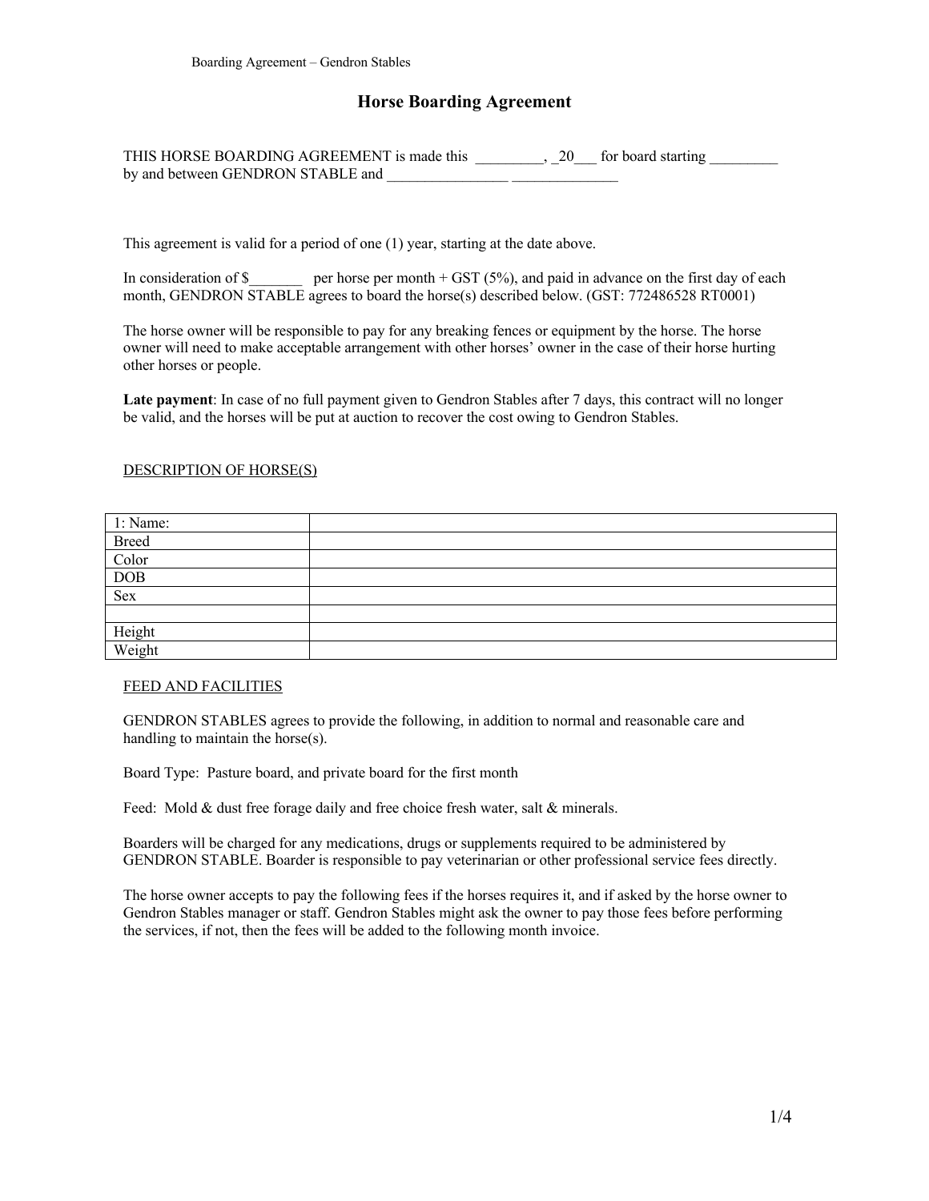# Horse Boarding Agreement

THIS HORSE BOARDING AGREEMENT is made this _________, _20___ for board starting _________ by and between GENDRON STABLE and ________________ ______________

This agreement is valid for a period of one (1) year, starting at the date above.

In consideration of $_______ per horse per month + GST (5%), and paid in advance on the first day of each month, GENDRON STABLE agrees to board the horse(s) described below. (GST: 772486528 RT0001)

The horse owner will be responsible to pay for any breaking fences or equipment by the horse. The horse owner will need to make acceptable arrangement with other horses' owner in the case of their horse hurting other horses or people.

**Late payment**: In case of no full payment given to Gendron Stables after 7 days, this contract will no longer be valid, and the horses will be put at auction to recover the cost owing to Gendron Stables.

DESCRIPTION OF HORSE(S)

| 1: Name: | |
|---|---|
| Breed | |
| Color | |
| DOB | |
| Sex | |
| | |
| Height | |
| Weight | |

FEED AND FACILITIES

GENDRON STABLES agrees to provide the following, in addition to normal and reasonable care and handling to maintain the horse(s).

Board Type: Pasture board, and private board for the first month

Feed: Mold & dust free forage daily and free choice fresh water, salt & minerals.

Boarders will be charged for any medications, drugs or supplements required to be administered by GENDRON STABLE. Boarder is responsible to pay veterinarian or other professional service fees directly.

The horse owner accepts to pay the following fees if the horses requires it, and if asked by the horse owner to Gendron Stables manager or staff. Gendron Stables might ask the owner to pay those fees before performing the services, if not, then the fees will be added to the following month invoice.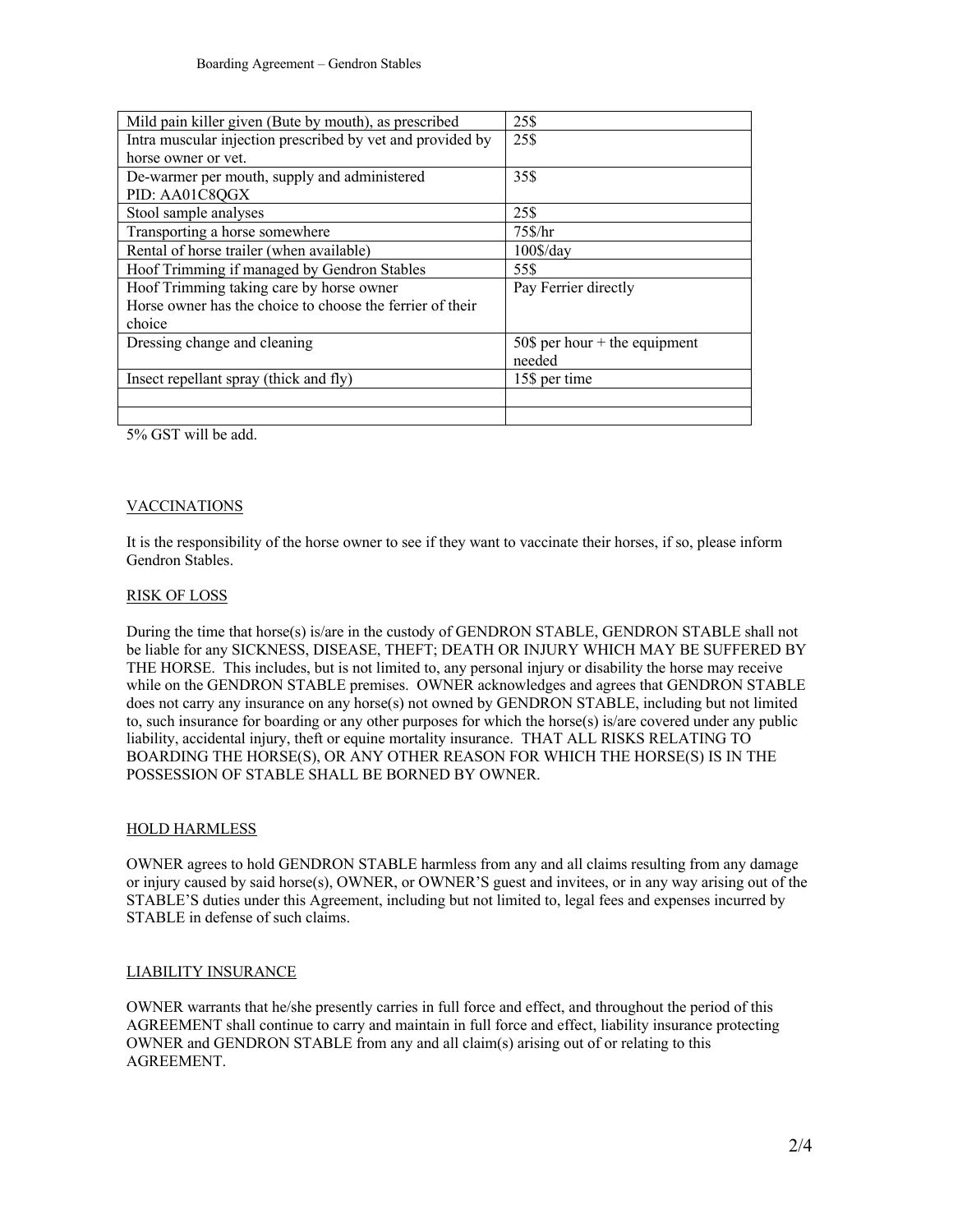| Mild pain killer given (Bute by mouth), as prescribed | 25$ |
| --- | --- |
| Intra muscular injection prescribed by vet and provided by horse owner or vet. | 25$ |
| De-warmer per mouth, supply and administered<br>PID: AA01C8QGX | 35$ |
| Stool sample analyses | 25$ |
| Transporting a horse somewhere | 75$/hr |
| Rental of horse trailer (when available) | 100$/day |
| Hoof Trimming if managed by Gendron Stables | 55$ |
| Hoof Trimming taking care by horse owner<br>Horse owner has the choice to choose the ferrier of their choice | Pay Ferrier directly |
| Dressing change and cleaning | 50$ per hour + the equipment needed |
| Insect repellant spray (thick and fly) | 15$ per time |
| | |
| | |

5% GST will be add.

## VACCINATIONS

It is the responsibility of the horse owner to see if they want to vaccinate their horses, if so, please inform Gendron Stables.

## RISK OF LOSS

During the time that horse(s) is/are in the custody of GENDRON STABLE, GENDRON STABLE shall not be liable for any SICKNESS, DISEASE, THEFT; DEATH OR INJURY WHICH MAY BE SUFFERED BY THE HORSE. This includes, but is not limited to, any personal injury or disability the horse may receive while on the GENDRON STABLE premises. OWNER acknowledges and agrees that GENDRON STABLE does not carry any insurance on any horse(s) not owned by GENDRON STABLE, including but not limited to, such insurance for boarding or any other purposes for which the horse(s) is/are covered under any public liability, accidental injury, theft or equine mortality insurance. THAT ALL RISKS RELATING TO BOARDING THE HORSE(S), OR ANY OTHER REASON FOR WHICH THE HORSE(S) IS IN THE POSSESSION OF STABLE SHALL BE BORNED BY OWNER.

## HOLD HARMLESS

OWNER agrees to hold GENDRON STABLE harmless from any and all claims resulting from any damage or injury caused by said horse(s), OWNER, or OWNER'S guest and invitees, or in any way arising out of the STABLE'S duties under this Agreement, including but not limited to, legal fees and expenses incurred by STABLE in defense of such claims.

## LIABILITY INSURANCE

OWNER warrants that he/she presently carries in full force and effect, and throughout the period of this AGREEMENT shall continue to carry and maintain in full force and effect, liability insurance protecting OWNER and GENDRON STABLE from any and all claim(s) arising out of or relating to this AGREEMENT.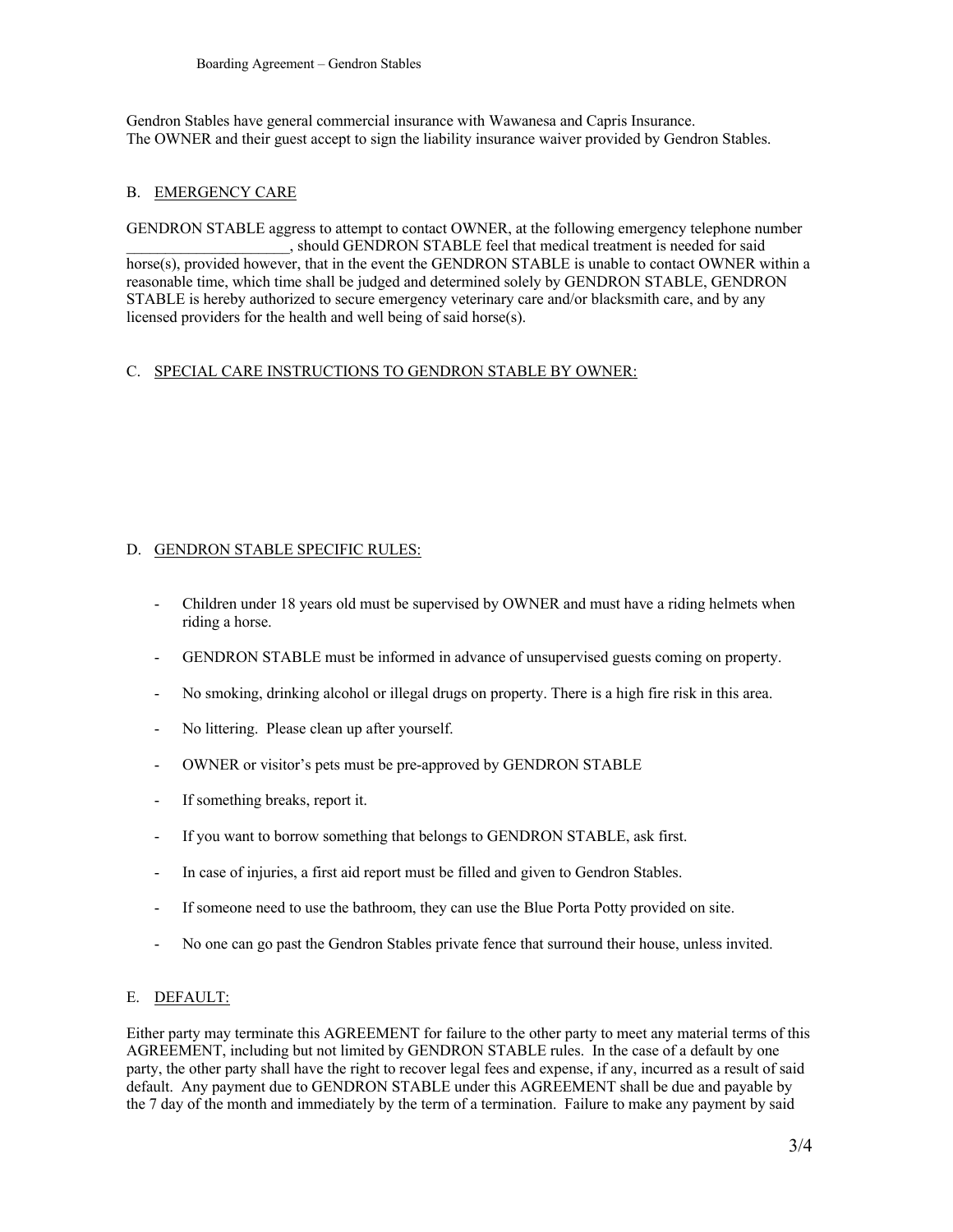Gendron Stables have general commercial insurance with Wawanesa and Capris Insurance.
The OWNER and their guest accept to sign the liability insurance waiver provided by Gendron Stables.

## B. EMERGENCY CARE

GENDRON STABLE aggress to attempt to contact OWNER, at the following emergency telephone number _____________________, should GENDRON STABLE feel that medical treatment is needed for said horse(s), provided however, that in the event the GENDRON STABLE is unable to contact OWNER within a reasonable time, which time shall be judged and determined solely by GENDRON STABLE, GENDRON STABLE is hereby authorized to secure emergency veterinary care and/or blacksmith care, and by any licensed providers for the health and well being of said horse(s).

## C. SPECIAL CARE INSTRUCTIONS TO GENDRON STABLE BY OWNER:

## D. GENDRON STABLE SPECIFIC RULES:

- Children under 18 years old must be supervised by OWNER and must have a riding helmets when riding a horse.
- GENDRON STABLE must be informed in advance of unsupervised guests coming on property.
- No smoking, drinking alcohol or illegal drugs on property. There is a high fire risk in this area.
- No littering. Please clean up after yourself.
- OWNER or visitor's pets must be pre-approved by GENDRON STABLE
- If something breaks, report it.
- If you want to borrow something that belongs to GENDRON STABLE, ask first.
- In case of injuries, a first aid report must be filled and given to Gendron Stables.
- If someone need to use the bathroom, they can use the Blue Porta Potty provided on site.
- No one can go past the Gendron Stables private fence that surround their house, unless invited.

## E. DEFAULT:

Either party may terminate this AGREEMENT for failure to the other party to meet any material terms of this AGREEMENT, including but not limited by GENDRON STABLE rules. In the case of a default by one party, the other party shall have the right to recover legal fees and expense, if any, incurred as a result of said default. Any payment due to GENDRON STABLE under this AGREEMENT shall be due and payable by the 7 day of the month and immediately by the term of a termination. Failure to make any payment by said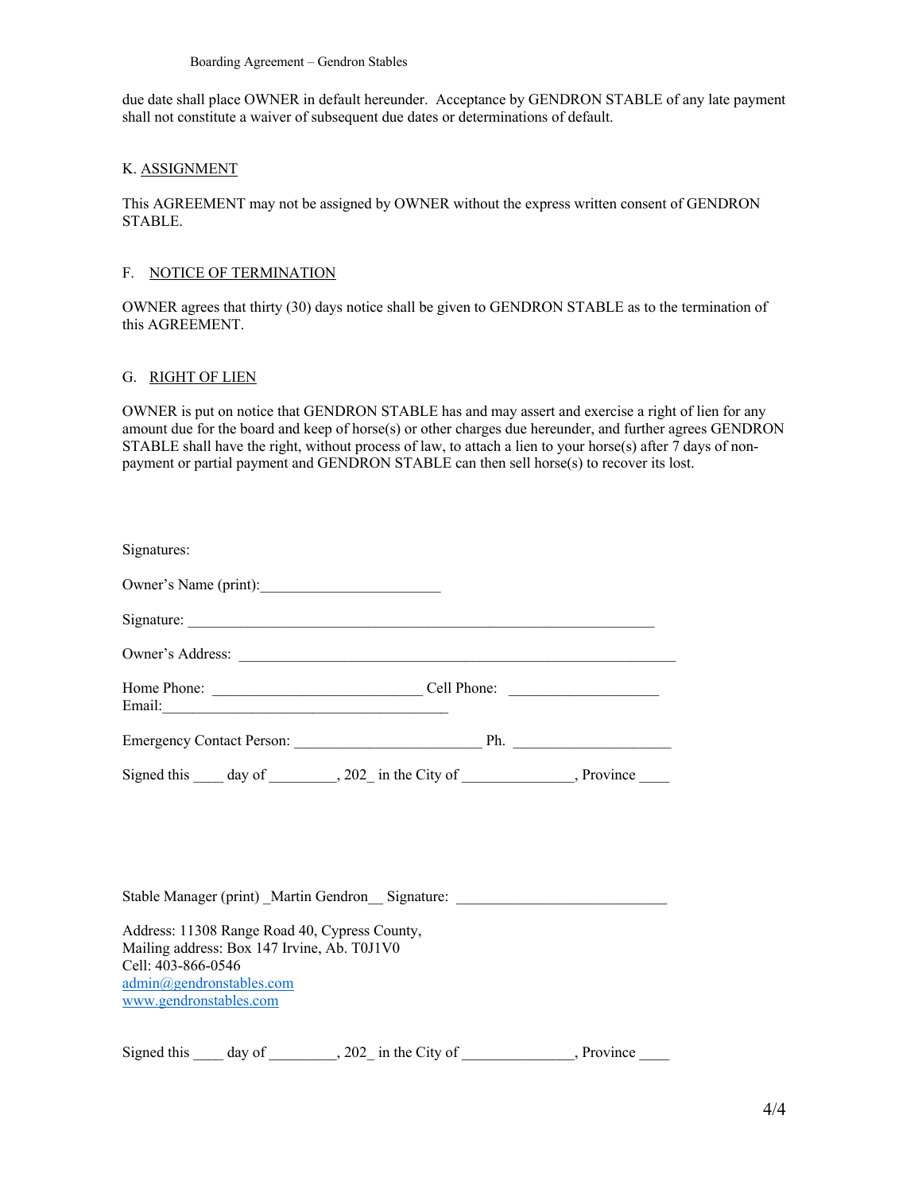due date shall place OWNER in default hereunder. Acceptance by GENDRON STABLE of any late payment shall not constitute a waiver of subsequent due dates or determinations of default.

K. ASSIGNMENT

This AGREEMENT may not be assigned by OWNER without the express written consent of GENDRON STABLE.

F. NOTICE OF TERMINATION

OWNER agrees that thirty (30) days notice shall be given to GENDRON STABLE as to the termination of this AGREEMENT.

G. RIGHT OF LIEN

OWNER is put on notice that GENDRON STABLE has and may assert and exercise a right of lien for any amount due for the board and keep of horse(s) or other charges due hereunder, and further agrees GENDRON STABLE shall have the right, without process of law, to attach a lien to your horse(s) after 7 days of non-payment or partial payment and GENDRON STABLE can then sell horse(s) to recover its lost.

Signatures:

Owner's Name (print):________________________

Signature: ______________________________________________________________

Owner's Address: __________________________________________________________

Home Phone: ____________________________ Cell Phone: ____________________
Email:______________________________________

Emergency Contact Person: ________________________ Ph. ____________________

Signed this ____ day of _________, 202_ in the City of ______________, Province ____

Stable Manager (print) _Martin Gendron__ Signature: ___________________________

Address: 11308 Range Road 40, Cypress County,
Mailing address: Box 147 Irvine, Ab. T0J1V0
Cell: 403-866-0546
admin@gendronstables.com
www.gendronstables.com

Signed this ____ day of _________, 202_ in the City of ______________, Province ____